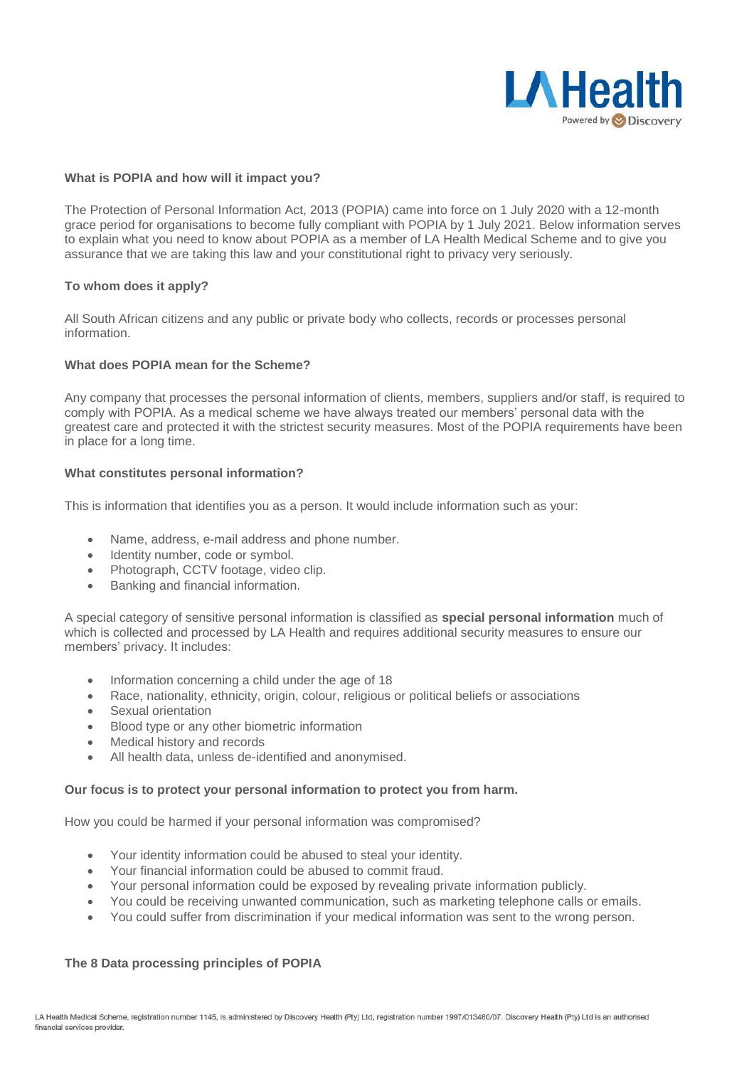### What is POPIA and how will it impact you?

The Protection of Personal Information Act, 2013 (POPIA) came into force on 1 July 2020 with a 12-month grace period for organisations to become fully compliant with POPIA by 1 July 2021. Below information serves to explain what you need to know about POPIA as a member of LA Health Medical Scheme and to give you assurance that we are taking this law and your constitutional right to privacy very seriously.

### To whom does it apply?

All South African citizens and any public or private body who collects, records or processes personal information.

### What does POPIA mean for the Scheme?

Any company that processes the personal information of clients, members, suppliers and/or staff, is required to comply with POPIA. As a medical scheme we have always treated our members' personal data with the greatest care and protected it with the strictest security measures. Most of the POPIA requirements have been in place for a long time.

### What constitutes personal information?

This is information that identifies you as a person. It would include information such as your:

- Name, address, e-mail address and phone number.
- Identity number, code or symbol.
- Photograph, CCTV footage, video clip.
- Banking and financial information.

A special category of sensitive personal information is classified as **special personal information** much of which is collected and processed by LA Health and requires additional security measures to ensure our members' privacy. It includes:

- Information concerning a child under the age of 18
- Race, nationality, ethnicity, origin, colour, religious or political beliefs or associations
- Sexual orientation
- Blood type or any other biometric information
- Medical history and records
- All health data, unless de-identified and anonymised.

### Our focus is to protect your personal information to protect you from harm.

How you could be harmed if your personal information was compromised?

- Your identity information could be abused to steal your identity.
- Your financial information could be abused to commit fraud.
- Your personal information could be exposed by revealing private information publicly.
- You could be receiving unwanted communication, such as marketing telephone calls or emails.
- You could suffer from discrimination if your medical information was sent to the wrong person.

### The 8 Data processing principles of POPIA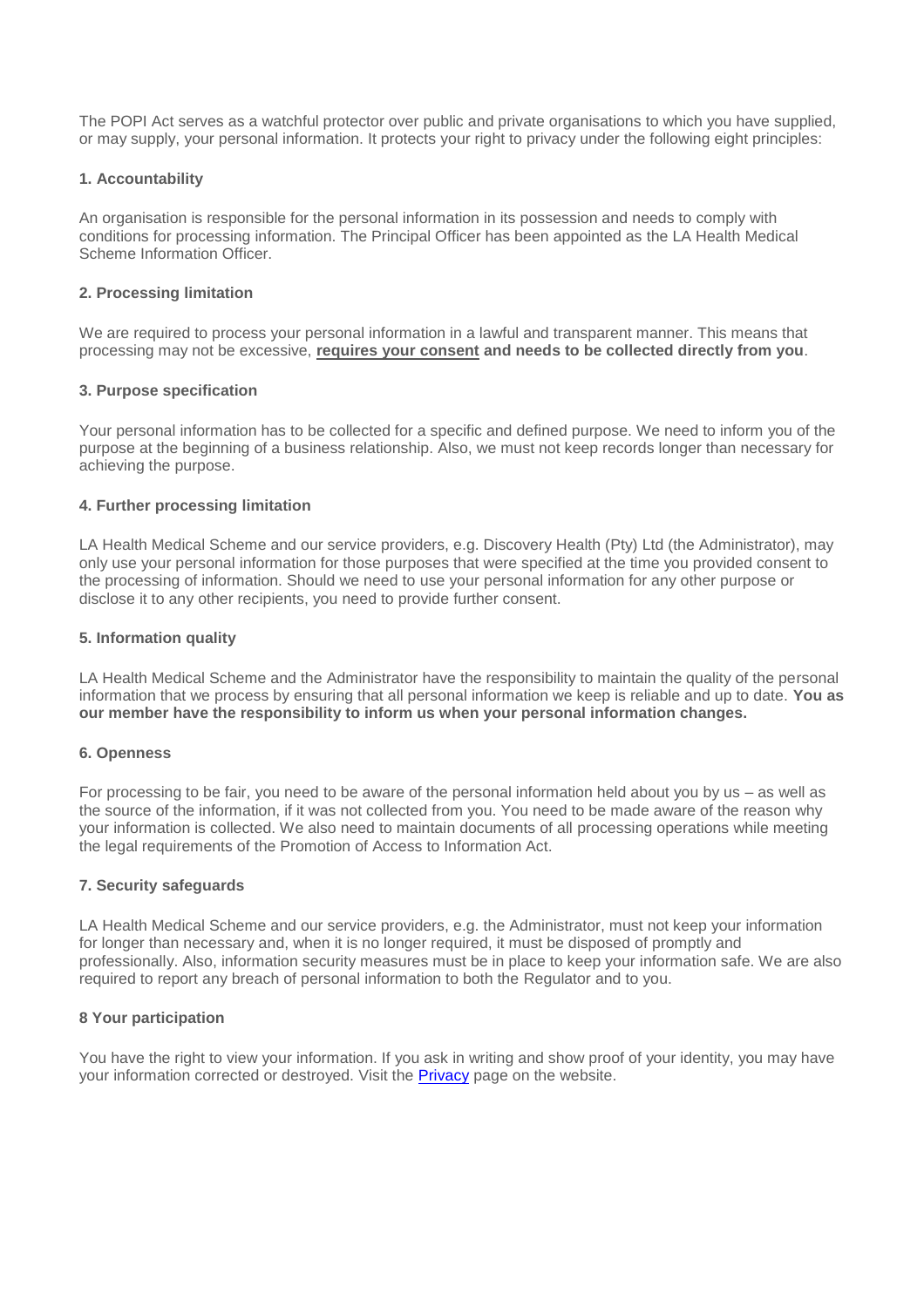The POPI Act serves as a watchful protector over public and private organisations to which you have supplied, or may supply, your personal information. It protects your right to privacy under the following eight principles:

### 1. Accountability

An organisation is responsible for the personal information in its possession and needs to comply with conditions for processing information. The Principal Officer has been appointed as the LA Health Medical Scheme Information Officer.

### 2. Processing limitation

We are required to process your personal information in a lawful and transparent manner. This means that processing may not be excessive, **requires your consent and needs to be collected directly from you**.

### 3. Purpose specification

Your personal information has to be collected for a specific and defined purpose. We need to inform you of the purpose at the beginning of a business relationship. Also, we must not keep records longer than necessary for achieving the purpose.

### 4. Further processing limitation

LA Health Medical Scheme and our service providers, e.g. Discovery Health (Pty) Ltd (the Administrator), may only use your personal information for those purposes that were specified at the time you provided consent to the processing of information. Should we need to use your personal information for any other purpose or disclose it to any other recipients, you need to provide further consent.

### 5. Information quality

LA Health Medical Scheme and the Administrator have the responsibility to maintain the quality of the personal information that we process by ensuring that all personal information we keep is reliable and up to date. **You as our member have the responsibility to inform us when your personal information changes.**

### 6. Openness

For processing to be fair, you need to be aware of the personal information held about you by us – as well as the source of the information, if it was not collected from you. You need to be made aware of the reason why your information is collected. We also need to maintain documents of all processing operations while meeting the legal requirements of the Promotion of Access to Information Act.

### 7. Security safeguards

LA Health Medical Scheme and our service providers, e.g. the Administrator, must not keep your information for longer than necessary and, when it is no longer required, it must be disposed of promptly and professionally. Also, information security measures must be in place to keep your information safe. We are also required to report any breach of personal information to both the Regulator and to you.

### 8 Your participation

You have the right to view your information. If you ask in writing and show proof of your identity, you may have your information corrected or destroyed. Visit the Privacy page on the website.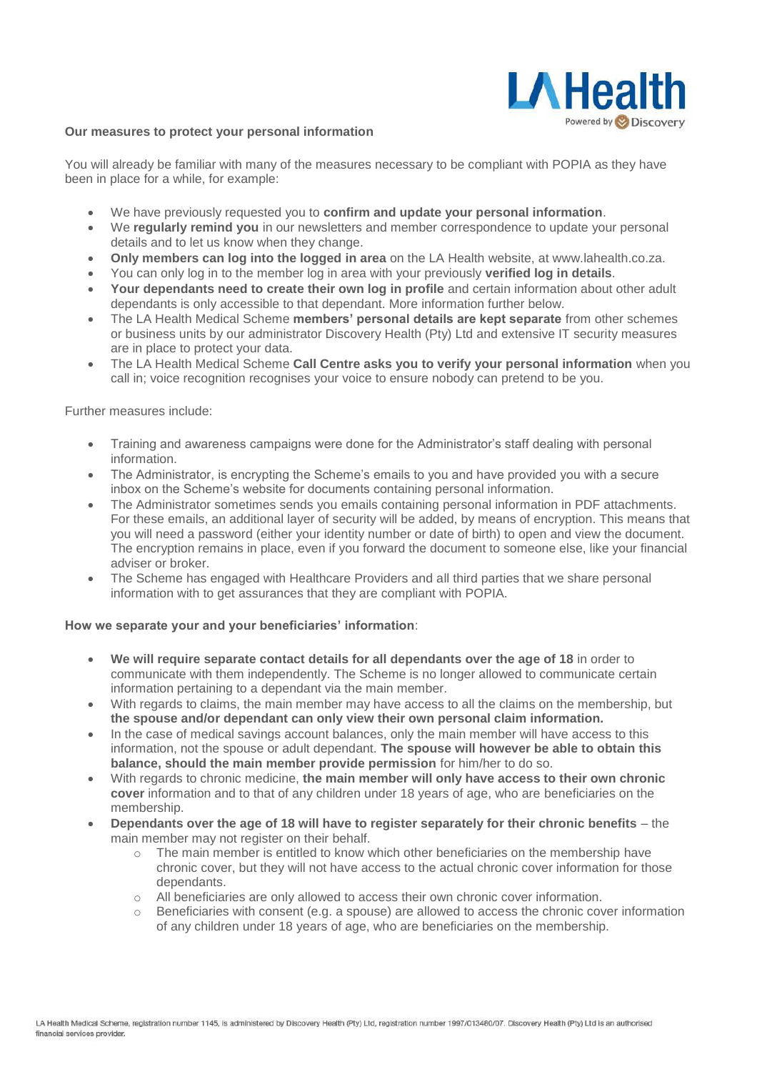**Our measures to protect your personal information**

You will already be familiar with many of the measures necessary to be compliant with POPIA as they have been in place for a while, for example:

- We have previously requested you to **confirm and update your personal information**.
- We **regularly remind you** in our newsletters and member correspondence to update your personal details and to let us know when they change.
- **Only members can log into the logged in area** on the LA Health website, at www.lahealth.co.za.
- You can only log in to the member log in area with your previously **verified log in details**.
- **Your dependants need to create their own log in profile** and certain information about other adult dependants is only accessible to that dependant. More information further below.
- The LA Health Medical Scheme **members' personal details are kept separate** from other schemes or business units by our administrator Discovery Health (Pty) Ltd and extensive IT security measures are in place to protect your data.
- The LA Health Medical Scheme **Call Centre asks you to verify your personal information** when you call in; voice recognition recognises your voice to ensure nobody can pretend to be you.

Further measures include:

- Training and awareness campaigns were done for the Administrator's staff dealing with personal information.
- The Administrator, is encrypting the Scheme's emails to you and have provided you with a secure inbox on the Scheme's website for documents containing personal information.
- The Administrator sometimes sends you emails containing personal information in PDF attachments. For these emails, an additional layer of security will be added, by means of encryption. This means that you will need a password (either your identity number or date of birth) to open and view the document. The encryption remains in place, even if you forward the document to someone else, like your financial adviser or broker.
- The Scheme has engaged with Healthcare Providers and all third parties that we share personal information with to get assurances that they are compliant with POPIA.

**How we separate your and your beneficiaries' information**:

- **We will require separate contact details for all dependants over the age of 18** in order to communicate with them independently. The Scheme is no longer allowed to communicate certain information pertaining to a dependant via the main member.
- With regards to claims, the main member may have access to all the claims on the membership, but **the spouse and/or dependant can only view their own personal claim information.**
- In the case of medical savings account balances, only the main member will have access to this information, not the spouse or adult dependant. **The spouse will however be able to obtain this balance, should the main member provide permission** for him/her to do so.
- With regards to chronic medicine, **the main member will only have access to their own chronic cover** information and to that of any children under 18 years of age, who are beneficiaries on the membership.
- **Dependants over the age of 18 will have to register separately for their chronic benefits** – the main member may not register on their behalf.
  - The main member is entitled to know which other beneficiaries on the membership have chronic cover, but they will not have access to the actual chronic cover information for those dependants.
  - All beneficiaries are only allowed to access their own chronic cover information.
  - Beneficiaries with consent (e.g. a spouse) are allowed to access the chronic cover information of any children under 18 years of age, who are beneficiaries on the membership.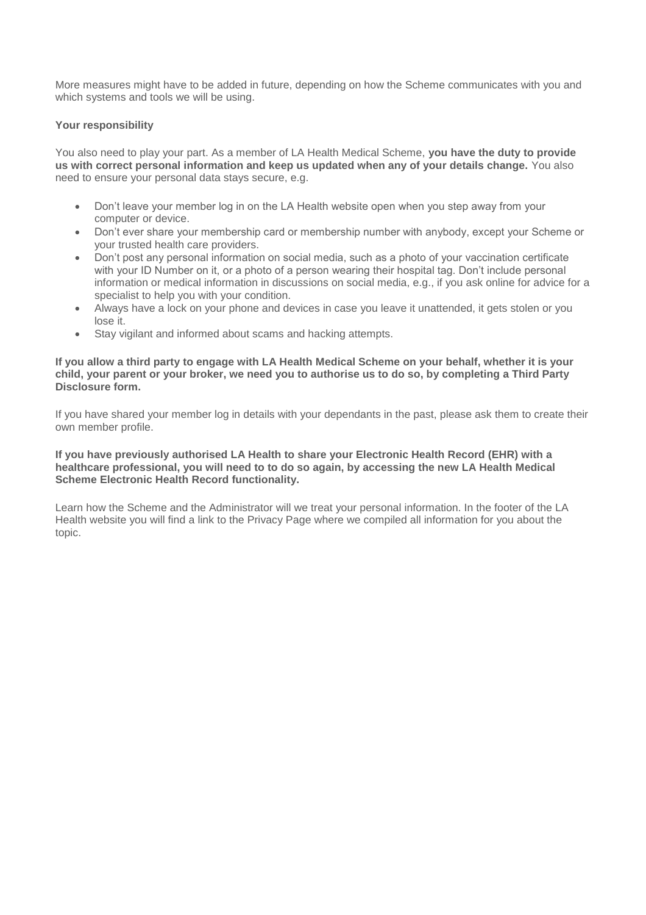More measures might have to be added in future, depending on how the Scheme communicates with you and which systems and tools we will be using.

**Your responsibility**

You also need to play your part. As a member of LA Health Medical Scheme, **you have the duty to provide us with correct personal information and keep us updated when any of your details change.** You also need to ensure your personal data stays secure, e.g.

- Don't leave your member log in on the LA Health website open when you step away from your computer or device.
- Don't ever share your membership card or membership number with anybody, except your Scheme or your trusted health care providers.
- Don't post any personal information on social media, such as a photo of your vaccination certificate with your ID Number on it, or a photo of a person wearing their hospital tag. Don't include personal information or medical information in discussions on social media, e.g., if you ask online for advice for a specialist to help you with your condition.
- Always have a lock on your phone and devices in case you leave it unattended, it gets stolen or you lose it.
- Stay vigilant and informed about scams and hacking attempts.

**If you allow a third party to engage with LA Health Medical Scheme on your behalf, whether it is your child, your parent or your broker, we need you to authorise us to do so, by completing a Third Party Disclosure form.**

If you have shared your member log in details with your dependants in the past, please ask them to create their own member profile.

**If you have previously authorised LA Health to share your Electronic Health Record (EHR) with a healthcare professional, you will need to to do so again, by accessing the new LA Health Medical Scheme Electronic Health Record functionality.**

Learn how the Scheme and the Administrator will we treat your personal information. In the footer of the LA Health website you will find a link to the Privacy Page where we compiled all information for you about the topic.